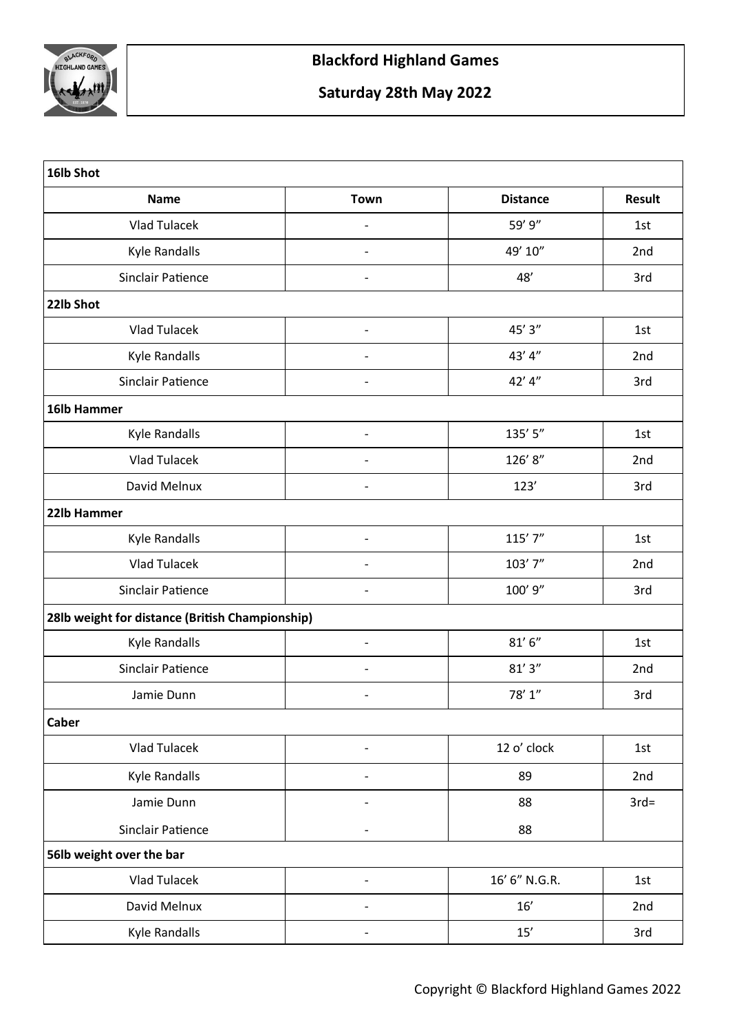# Blackford Highland Games

## Saturday 28th May 2022

| **16lb Shot** | | | |
|---|---|---|---|
| **Name** | **Town** | **Distance** | **Result** |
| Vlad Tulacek | - | 59' 9" | 1st |
| Kyle Randalls | - | 49' 10" | 2nd |
| Sinclair Patience | - | 48' | 3rd |
| **22lb Shot** | | | |
| Vlad Tulacek | - | 45' 3" | 1st |
| Kyle Randalls | - | 43' 4" | 2nd |
| Sinclair Patience | - | 42' 4" | 3rd |
| **16lb Hammer** | | | |
| Kyle Randalls | - | 135' 5" | 1st |
| Vlad Tulacek | - | 126' 8" | 2nd |
| David Melnux | - | 123' | 3rd |
| **22lb Hammer** | | | |
| Kyle Randalls | - | 115' 7" | 1st |
| Vlad Tulacek | - | 103' 7" | 2nd |
| Sinclair Patience | - | 100' 9" | 3rd |
| **28lb weight for distance (British Championship)** | | | |
| Kyle Randalls | - | 81' 6" | 1st |
| Sinclair Patience | - | 81' 3" | 2nd |
| Jamie Dunn | - | 78' 1" | 3rd |
| **Caber** | | | |
| Vlad Tulacek | - | 12 o' clock | 1st |
| Kyle Randalls | - | 89 | 2nd |
| Jamie Dunn | - | 88 | 3rd= |
| Sinclair Patience | - | 88 | |
| **56lb weight over the bar** | | | |
| Vlad Tulacek | - | 16' 6" N.G.R. | 1st |
| David Melnux | - | 16' | 2nd |
| Kyle Randalls | - | 15' | 3rd |

Copyright © Blackford Highland Games 2022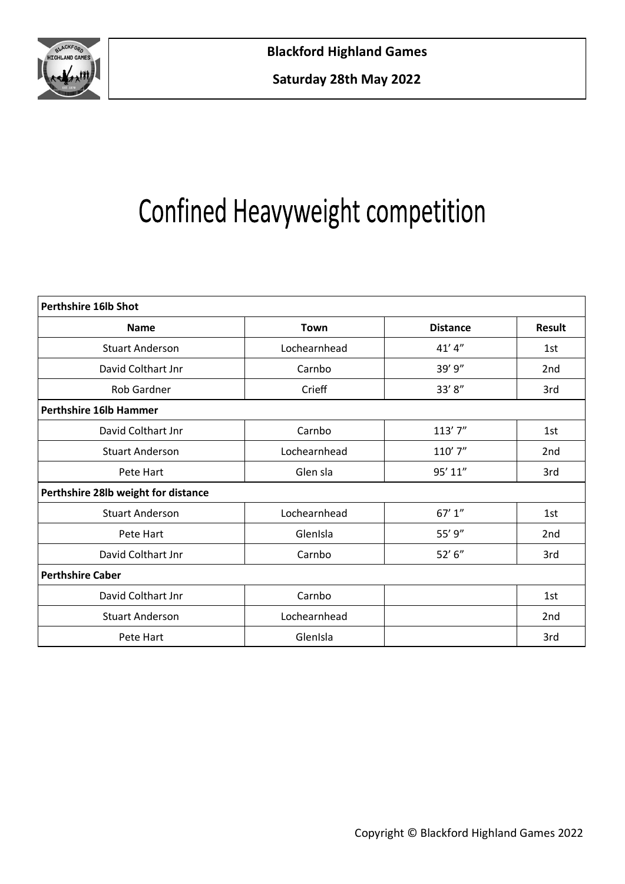**Blackford Highland Games**

**Saturday 28th May 2022**

# Confined Heavyweight competition

| **Perthshire 16lb Shot** | | | |
|---|---|---|---|
| **Name** | **Town** | **Distance** | **Result** |
| Stuart Anderson | Lochearnhead | 41’ 4” | 1st |
| David Colthart Jnr | Carnbo | 39’ 9” | 2nd |
| Rob Gardner | Crieff | 33’ 8” | 3rd |
| **Perthshire 16lb Hammer** | | | |
| David Colthart Jnr | Carnbo | 113’ 7” | 1st |
| Stuart Anderson | Lochearnhead | 110’ 7” | 2nd |
| Pete Hart | Glen sla | 95’ 11” | 3rd |
| **Perthshire 28lb weight for distance** | | | |
| Stuart Anderson | Lochearnhead | 67’ 1” | 1st |
| Pete Hart | GlenIsla | 55’ 9” | 2nd |
| David Colthart Jnr | Carnbo | 52’ 6” | 3rd |
| **Perthshire Caber** | | | |
| David Colthart Jnr | Carnbo | | 1st |
| Stuart Anderson | Lochearnhead | | 2nd |
| Pete Hart | GlenIsla | | 3rd |

Copyright © Blackford Highland Games 2022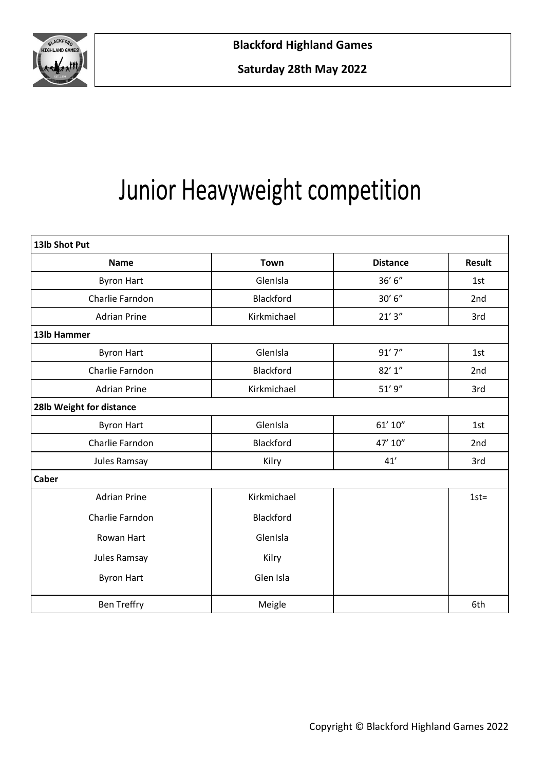# Junior Heavyweight competition

| **13lb Shot Put** | | | |
|---|---|---|---|
| **Name** | **Town** | **Distance** | **Result** |
| Byron Hart | GlenIsla | 36’ 6” | 1st |
| Charlie Farndon | Blackford | 30’ 6” | 2nd |
| Adrian Prine | Kirkmichael | 21’ 3” | 3rd |
| **13lb Hammer** | | | |
| Byron Hart | GlenIsla | 91’ 7” | 1st |
| Charlie Farndon | Blackford | 82’ 1” | 2nd |
| Adrian Prine | Kirkmichael | 51’ 9” | 3rd |
| **28lb Weight for distance** | | | |
| Byron Hart | GlenIsla | 61’ 10” | 1st |
| Charlie Farndon | Blackford | 47’ 10” | 2nd |
| Jules Ramsay | Kilry | 41’ | 3rd |
| **Caber** | | | |
| Adrian Prine<br>Charlie Farndon<br>Rowan Hart<br>Jules Ramsay<br>Byron Hart | Kirkmichael<br>Blackford<br>GlenIsla<br>Kilry<br>Glen Isla | | 1st= |
| Ben Treffry | Meigle | | 6th |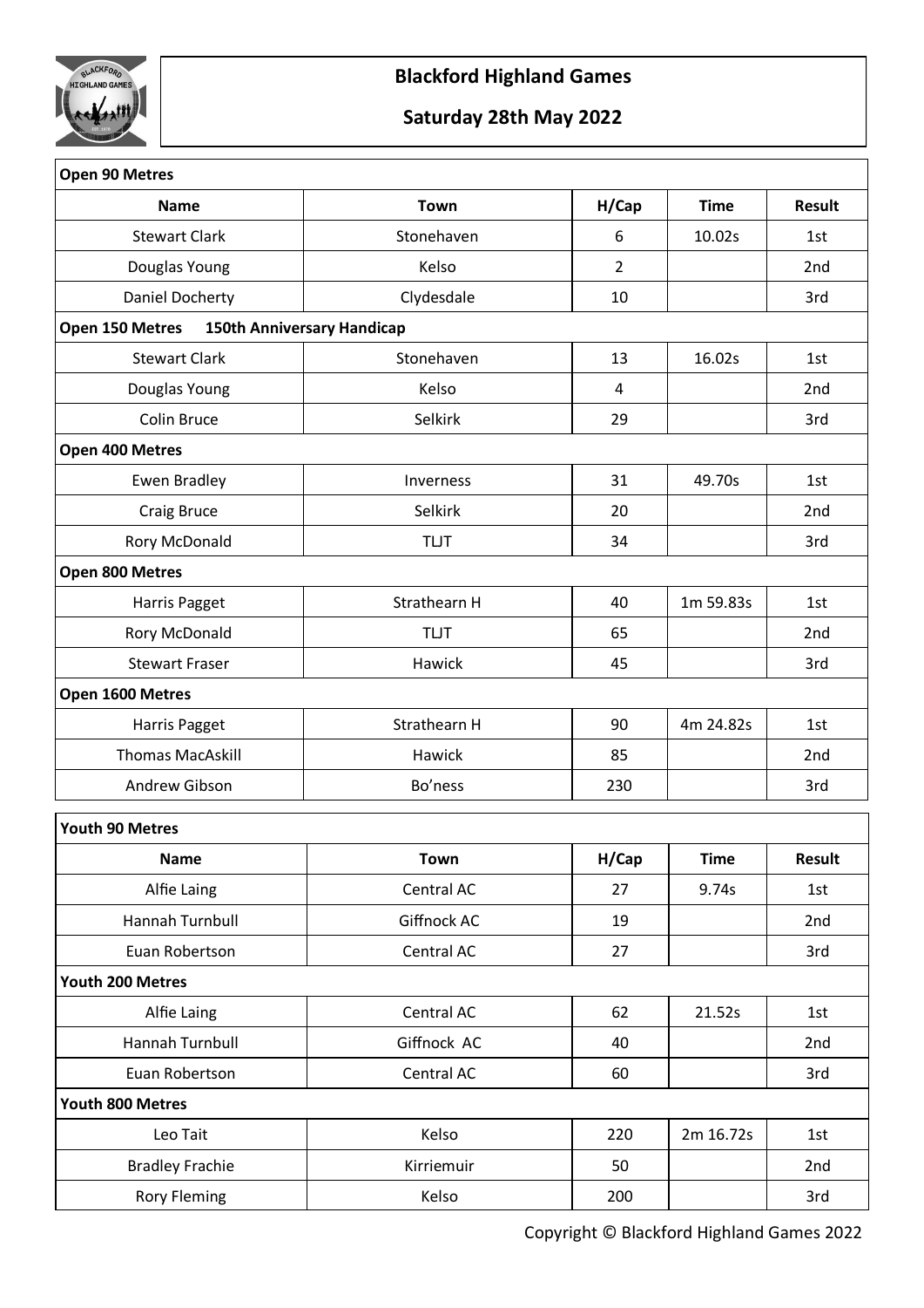# Blackford Highland Games

## Saturday 28th May 2022

| Open 90 Metres | | | | |
|---|---|---|---|---|
| **Name** | **Town** | **H/Cap** | **Time** | **Result** |
| Stewart Clark | Stonehaven | 6 | 10.02s | 1st |
| Douglas Young | Kelso | 2 | | 2nd |
| Daniel Docherty | Clydesdale | 10 | | 3rd |
| **Open 150 Metres 150th Anniversary Handicap** | | | | |
| Stewart Clark | Stonehaven | 13 | 16.02s | 1st |
| Douglas Young | Kelso | 4 | | 2nd |
| Colin Bruce | Selkirk | 29 | | 3rd |
| **Open 400 Metres** | | | | |
| Ewen Bradley | Inverness | 31 | 49.70s | 1st |
| Craig Bruce | Selkirk | 20 | | 2nd |
| Rory McDonald | TLJT | 34 | | 3rd |
| **Open 800 Metres** | | | | |
| Harris Pagget | Strathearn H | 40 | 1m 59.83s | 1st |
| Rory McDonald | TLJT | 65 | | 2nd |
| Stewart Fraser | Hawick | 45 | | 3rd |
| **Open 1600 Metres** | | | | |
| Harris Pagget | Strathearn H | 90 | 4m 24.82s | 1st |
| Thomas MacAskill | Hawick | 85 | | 2nd |
| Andrew Gibson | Bo'ness | 230 | | 3rd |

| Youth 90 Metres | | | | |
|---|---|---|---|---|
| **Name** | **Town** | **H/Cap** | **Time** | **Result** |
| Alfie Laing | Central AC | 27 | 9.74s | 1st |
| Hannah Turnbull | Giffnock AC | 19 | | 2nd |
| Euan Robertson | Central AC | 27 | | 3rd |
| **Youth 200 Metres** | | | | |
| Alfie Laing | Central AC | 62 | 21.52s | 1st |
| Hannah Turnbull | Giffnock AC | 40 | | 2nd |
| Euan Robertson | Central AC | 60 | | 3rd |
| **Youth 800 Metres** | | | | |
| Leo Tait | Kelso | 220 | 2m 16.72s | 1st |
| Bradley Frachie | Kirriemuir | 50 | | 2nd |
| Rory Fleming | Kelso | 200 | | 3rd |

Copyright © Blackford Highland Games 2022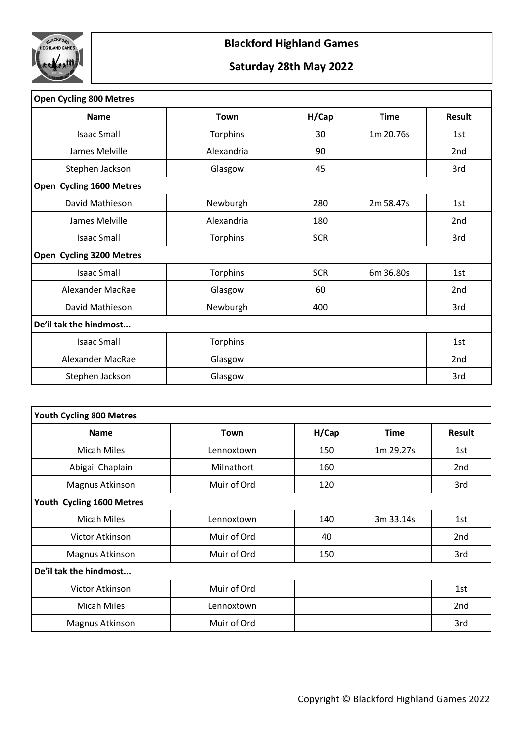# Blackford Highland Games

## Saturday 28th May 2022

| Open Cycling 800 Metres | | | | |
|---|---|---|---|---|
| **Name** | **Town** | **H/Cap** | **Time** | **Result** |
| Isaac Small | Torphins | 30 | 1m 20.76s | 1st |
| James Melville | Alexandria | 90 | | 2nd |
| Stephen Jackson | Glasgow | 45 | | 3rd |
| **Open Cycling 1600 Metres** | | | | |
| David Mathieson | Newburgh | 280 | 2m 58.47s | 1st |
| James Melville | Alexandria | 180 | | 2nd |
| Isaac Small | Torphins | SCR | | 3rd |
| **Open Cycling 3200 Metres** | | | | |
| Isaac Small | Torphins | SCR | 6m 36.80s | 1st |
| Alexander MacRae | Glasgow | 60 | | 2nd |
| David Mathieson | Newburgh | 400 | | 3rd |
| **De'il tak the hindmost...** | | | | |
| Isaac Small | Torphins | | | 1st |
| Alexander MacRae | Glasgow | | | 2nd |
| Stephen Jackson | Glasgow | | | 3rd |

| Youth Cycling 800 Metres | | | | |
|---|---|---|---|---|
| **Name** | **Town** | **H/Cap** | **Time** | **Result** |
| Micah Miles | Lennoxtown | 150 | 1m 29.27s | 1st |
| Abigail Chaplain | Milnathort | 160 | | 2nd |
| Magnus Atkinson | Muir of Ord | 120 | | 3rd |
| **Youth Cycling 1600 Metres** | | | | |
| Micah Miles | Lennoxtown | 140 | 3m 33.14s | 1st |
| Victor Atkinson | Muir of Ord | 40 | | 2nd |
| Magnus Atkinson | Muir of Ord | 150 | | 3rd |
| **De'il tak the hindmost...** | | | | |
| Victor Atkinson | Muir of Ord | | | 1st |
| Micah Miles | Lennoxtown | | | 2nd |
| Magnus Atkinson | Muir of Ord | | | 3rd |

Copyright © Blackford Highland Games 2022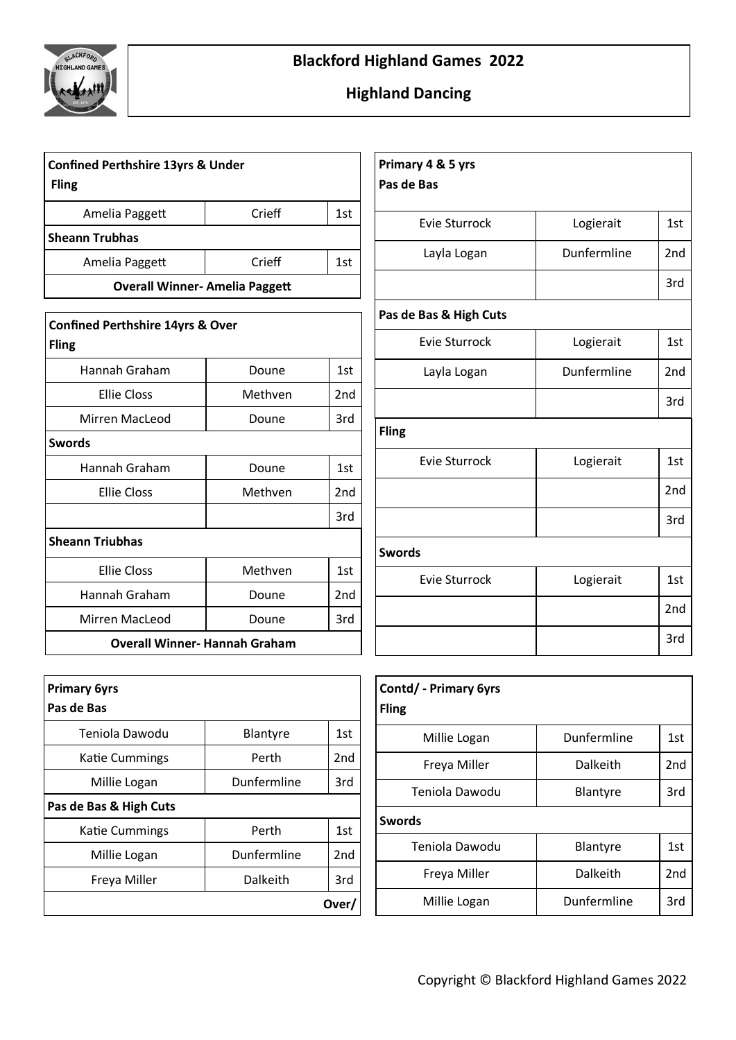# Blackford Highland Games 2022

## Highland Dancing

**Confined Perthshire 13yrs & Under**

**Fling**

| | | |
|---|---|---|
| Amelia Paggett | Crieff | 1st |

**Sheann Trubhas**

| | | |
|---|---|---|
| Amelia Paggett | Crieff | 1st |

**Overall Winner- Amelia Paggett**

**Confined Perthshire 14yrs & Over**

**Fling**

| | | |
|---|---|---|
| Hannah Graham | Doune | 1st |
| Ellie Closs | Methven | 2nd |
| Mirren MacLeod | Doune | 3rd |

**Swords**

| | | |
|---|---|---|
| Hannah Graham | Doune | 1st |
| Ellie Closs | Methven | 2nd |
| | | 3rd |

**Sheann Triubhas**

| | | |
|---|---|---|
| Ellie Closs | Methven | 1st |
| Hannah Graham | Doune | 2nd |
| Mirren MacLeod | Doune | 3rd |

**Overall Winner- Hannah Graham**

**Primary 4 & 5 yrs**

**Pas de Bas**

| | | |
|---|---|---|
| Evie Sturrock | Logierait | 1st |
| Layla Logan | Dunfermline | 2nd |
| | | 3rd |

**Pas de Bas & High Cuts**

| | | |
|---|---|---|
| Evie Sturrock | Logierait | 1st |
| Layla Logan | Dunfermline | 2nd |
| | | 3rd |

**Fling**

| | | |
|---|---|---|
| Evie Sturrock | Logierait | 1st |
| | | 2nd |
| | | 3rd |

**Swords**

| | | |
|---|---|---|
| Evie Sturrock | Logierait | 1st |
| | | 2nd |
| | | 3rd |

**Primary 6yrs**

**Pas de Bas**

| | | |
|---|---|---|
| Teniola Dawodu | Blantyre | 1st |
| Katie Cummings | Perth | 2nd |
| Millie Logan | Dunfermline | 3rd |

**Pas de Bas & High Cuts**

| | | |
|---|---|---|
| Katie Cummings | Perth | 1st |
| Millie Logan | Dunfermline | 2nd |
| Freya Miller | Dalkeith | 3rd |

**Over/**

**Contd/ - Primary 6yrs**

**Fling**

| | | |
|---|---|---|
| Millie Logan | Dunfermline | 1st |
| Freya Miller | Dalkeith | 2nd |
| Teniola Dawodu | Blantyre | 3rd |

**Swords**

| | | |
|---|---|---|
| Teniola Dawodu | Blantyre | 1st |
| Freya Miller | Dalkeith | 2nd |
| Millie Logan | Dunfermline | 3rd |

Copyright © Blackford Highland Games 2022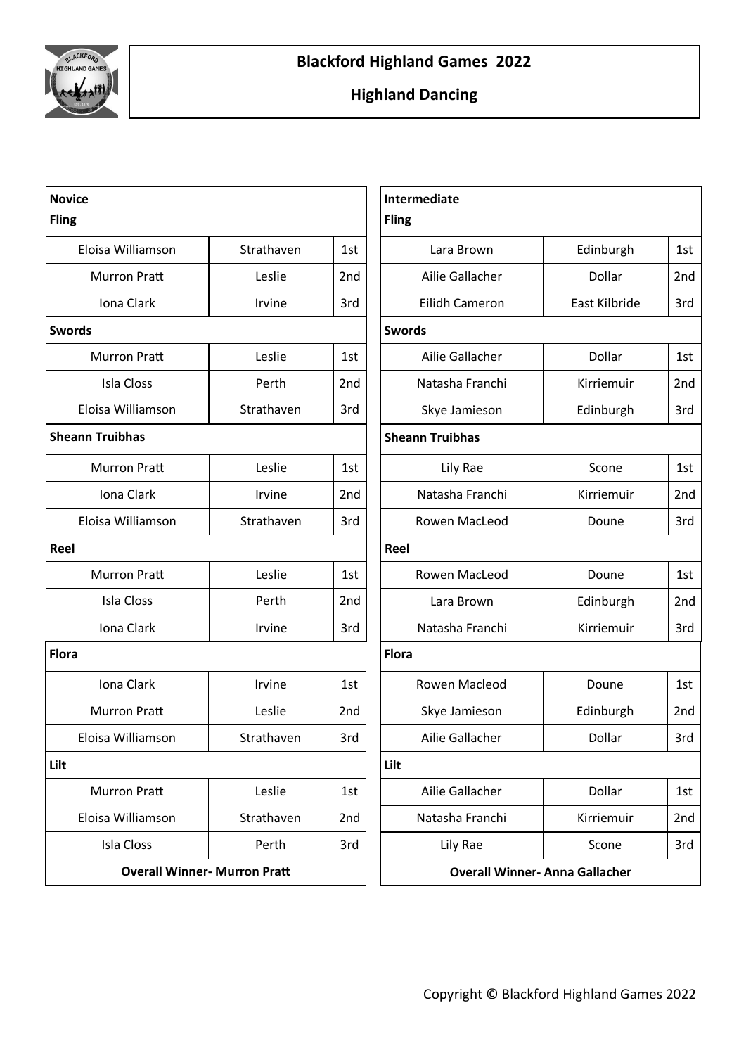# Blackford Highland Games 2022

## Highland Dancing

### Novice

| | | |
|---|---|---|
| **Fling** | | |
| Eloisa Williamson | Strathaven | 1st |
| Murron Pratt | Leslie | 2nd |
| Iona Clark | Irvine | 3rd |
| **Swords** | | |
| Murron Pratt | Leslie | 1st |
| Isla Closs | Perth | 2nd |
| Eloisa Williamson | Strathaven | 3rd |
| **Sheann Truibhas** | | |
| Murron Pratt | Leslie | 1st |
| Iona Clark | Irvine | 2nd |
| Eloisa Williamson | Strathaven | 3rd |
| **Reel** | | |
| Murron Pratt | Leslie | 1st |
| Isla Closs | Perth | 2nd |
| Iona Clark | Irvine | 3rd |
| **Flora** | | |
| Iona Clark | Irvine | 1st |
| Murron Pratt | Leslie | 2nd |
| Eloisa Williamson | Strathaven | 3rd |
| **Lilt** | | |
| Murron Pratt | Leslie | 1st |
| Eloisa Williamson | Strathaven | 2nd |
| Isla Closs | Perth | 3rd |
| **Overall Winner- Murron Pratt** | | |

### Intermediate

| | | |
|---|---|---|
| **Fling** | | |
| Lara Brown | Edinburgh | 1st |
| Ailie Gallacher | Dollar | 2nd |
| Eilidh Cameron | East Kilbride | 3rd |
| **Swords** | | |
| Ailie Gallacher | Dollar | 1st |
| Natasha Franchi | Kirriemuir | 2nd |
| Skye Jamieson | Edinburgh | 3rd |
| **Sheann Truibhas** | | |
| Lily Rae | Scone | 1st |
| Natasha Franchi | Kirriemuir | 2nd |
| Rowen MacLeod | Doune | 3rd |
| **Reel** | | |
| Rowen MacLeod | Doune | 1st |
| Lara Brown | Edinburgh | 2nd |
| Natasha Franchi | Kirriemuir | 3rd |
| **Flora** | | |
| Rowen Macleod | Doune | 1st |
| Skye Jamieson | Edinburgh | 2nd |
| Ailie Gallacher | Dollar | 3rd |
| **Lilt** | | |
| Ailie Gallacher | Dollar | 1st |
| Natasha Franchi | Kirriemuir | 2nd |
| Lily Rae | Scone | 3rd |
| **Overall Winner- Anna Gallacher** | | |

Copyright © Blackford Highland Games 2022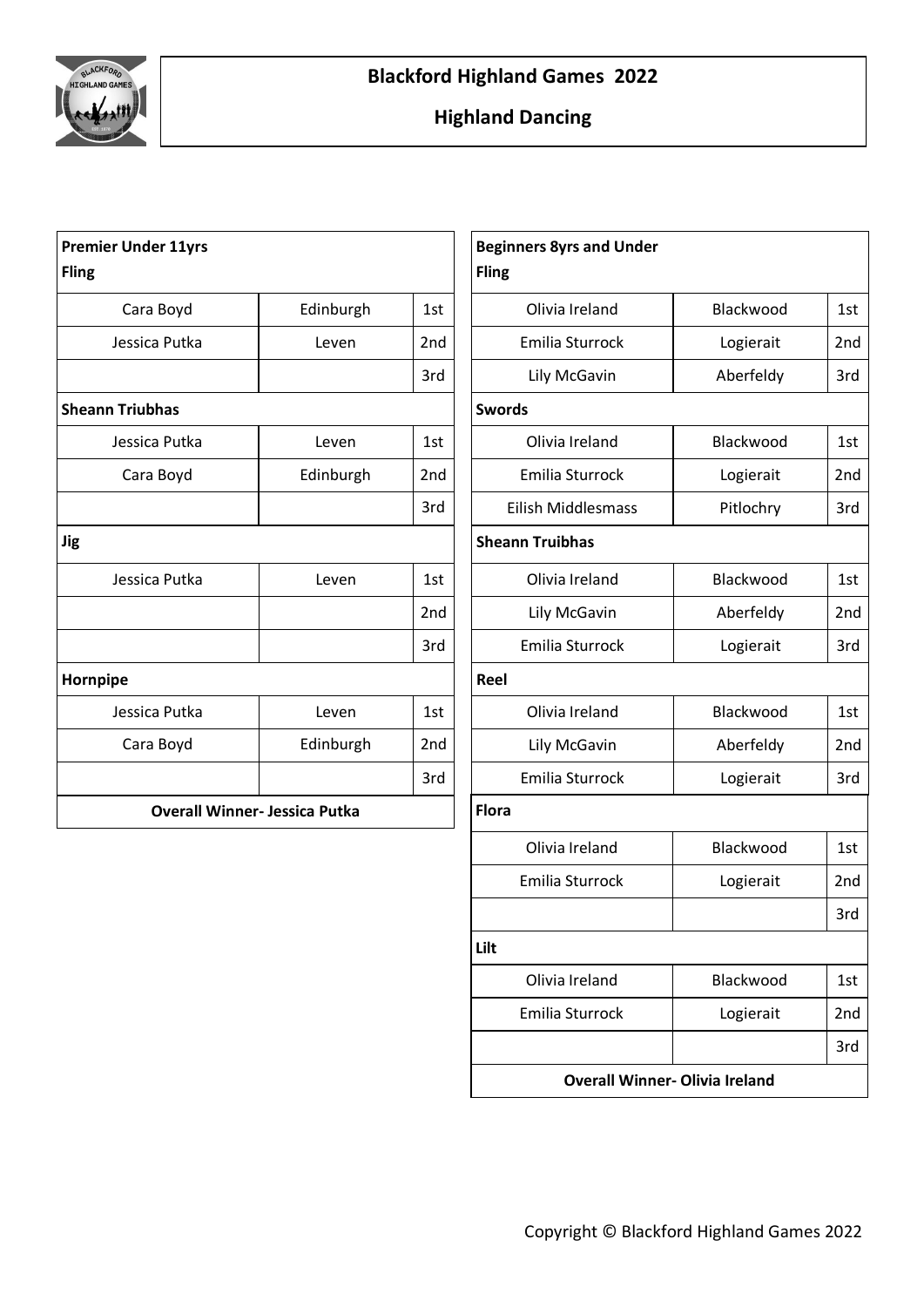# Blackford Highland Games 2022

## Highland Dancing

### Premier Under 11yrs

**Fling**

| | | |
|---|---|---|
| Cara Boyd | Edinburgh | 1st |
| Jessica Putka | Leven | 2nd |
| | | 3rd |

**Sheann Triubhas**

| | | |
|---|---|---|
| Jessica Putka | Leven | 1st |
| Cara Boyd | Edinburgh | 2nd |
| | | 3rd |

**Jig**

| | | |
|---|---|---|
| Jessica Putka | Leven | 1st |
| | | 2nd |
| | | 3rd |

**Hornpipe**

| | | |
|---|---|---|
| Jessica Putka | Leven | 1st |
| Cara Boyd | Edinburgh | 2nd |
| | | 3rd |

**Overall Winner- Jessica Putka**

### Beginners 8yrs and Under

**Fling**

| | | |
|---|---|---|
| Olivia Ireland | Blackwood | 1st |
| Emilia Sturrock | Logierait | 2nd |
| Lily McGavin | Aberfeldy | 3rd |

**Swords**

| | | |
|---|---|---|
| Olivia Ireland | Blackwood | 1st |
| Emilia Sturrock | Logierait | 2nd |
| Eilish Middlesmass | Pitlochry | 3rd |

**Sheann Truibhas**

| | | |
|---|---|---|
| Olivia Ireland | Blackwood | 1st |
| Lily McGavin | Aberfeldy | 2nd |
| Emilia Sturrock | Logierait | 3rd |

**Reel**

| | | |
|---|---|---|
| Olivia Ireland | Blackwood | 1st |
| Lily McGavin | Aberfeldy | 2nd |
| Emilia Sturrock | Logierait | 3rd |

**Flora**

| | | |
|---|---|---|
| Olivia Ireland | Blackwood | 1st |
| Emilia Sturrock | Logierait | 2nd |
| | | 3rd |

**Lilt**

| | | |
|---|---|---|
| Olivia Ireland | Blackwood | 1st |
| Emilia Sturrock | Logierait | 2nd |
| | | 3rd |

**Overall Winner- Olivia Ireland**

Copyright © Blackford Highland Games 2022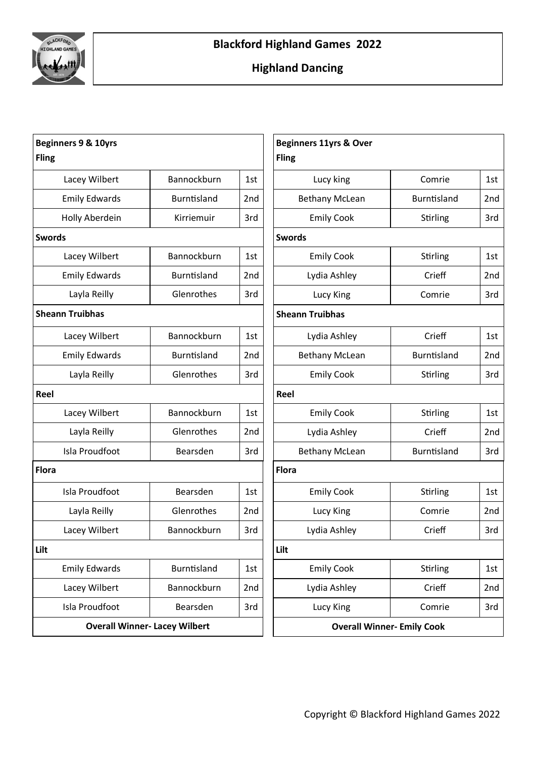# Blackford Highland Games 2022

## Highland Dancing

**Beginners 9 & 10yrs**

**Fling**

| | | |
|---|---|---|
| Lacey Wilbert | Bannockburn | 1st |
| Emily Edwards | Burntisland | 2nd |
| Holly Aberdein | Kirriemuir | 3rd |

**Swords**

| | | |
|---|---|---|
| Lacey Wilbert | Bannockburn | 1st |
| Emily Edwards | Burntisland | 2nd |
| Layla Reilly | Glenrothes | 3rd |

**Sheann Truibhas**

| | | |
|---|---|---|
| Lacey Wilbert | Bannockburn | 1st |
| Emily Edwards | Burntisland | 2nd |
| Layla Reilly | Glenrothes | 3rd |

**Reel**

| | | |
|---|---|---|
| Lacey Wilbert | Bannockburn | 1st |
| Layla Reilly | Glenrothes | 2nd |
| Isla Proudfoot | Bearsden | 3rd |

**Flora**

| | | |
|---|---|---|
| Isla Proudfoot | Bearsden | 1st |
| Layla Reilly | Glenrothes | 2nd |
| Lacey Wilbert | Bannockburn | 3rd |

**Lilt**

| | | |
|---|---|---|
| Emily Edwards | Burntisland | 1st |
| Lacey Wilbert | Bannockburn | 2nd |
| Isla Proudfoot | Bearsden | 3rd |

**Overall Winner- Lacey Wilbert**

**Beginners 11yrs & Over**

**Fling**

| | | |
|---|---|---|
| Lucy king | Comrie | 1st |
| Bethany McLean | Burntisland | 2nd |
| Emily Cook | Stirling | 3rd |

**Swords**

| | | |
|---|---|---|
| Emily Cook | Stirling | 1st |
| Lydia Ashley | Crieff | 2nd |
| Lucy King | Comrie | 3rd |

**Sheann Truibhas**

| | | |
|---|---|---|
| Lydia Ashley | Crieff | 1st |
| Bethany McLean | Burntisland | 2nd |
| Emily Cook | Stirling | 3rd |

**Reel**

| | | |
|---|---|---|
| Emily Cook | Stirling | 1st |
| Lydia Ashley | Crieff | 2nd |
| Bethany McLean | Burntisland | 3rd |

**Flora**

| | | |
|---|---|---|
| Emily Cook | Stirling | 1st |
| Lucy King | Comrie | 2nd |
| Lydia Ashley | Crieff | 3rd |

**Lilt**

| | | |
|---|---|---|
| Emily Cook | Stirling | 1st |
| Lydia Ashley | Crieff | 2nd |
| Lucy King | Comrie | 3rd |

**Overall Winner- Emily Cook**

Copyright © Blackford Highland Games 2022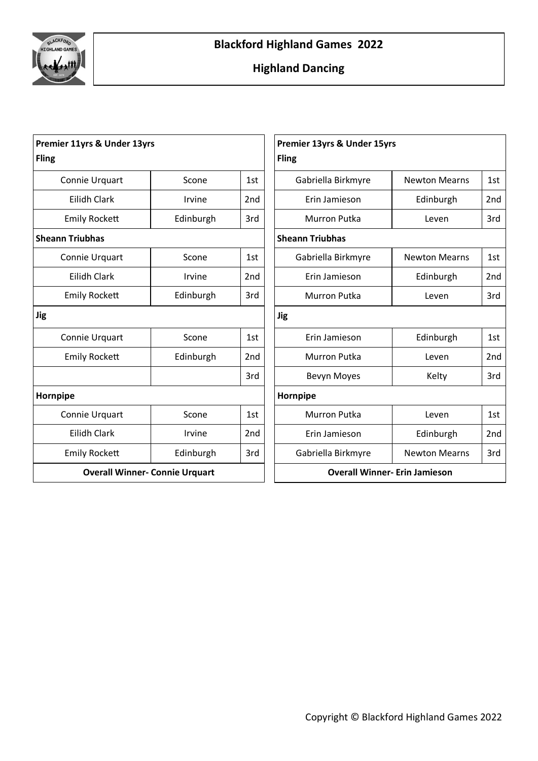# Blackford Highland Games 2022

## Highland Dancing

| Premier 11yrs & Under 13yrs | | |
|---|---|---|
| **Fling** | | |
| Connie Urquart | Scone | 1st |
| Eilidh Clark | Irvine | 2nd |
| Emily Rockett | Edinburgh | 3rd |
| **Sheann Triubhas** | | |
| Connie Urquart | Scone | 1st |
| Eilidh Clark | Irvine | 2nd |
| Emily Rockett | Edinburgh | 3rd |
| **Jig** | | |
| Connie Urquart | Scone | 1st |
| Emily Rockett | Edinburgh | 2nd |
| | | 3rd |
| **Hornpipe** | | |
| Connie Urquart | Scone | 1st |
| Eilidh Clark | Irvine | 2nd |
| Emily Rockett | Edinburgh | 3rd |
| **Overall Winner- Connie Urquart** | | |

| Premier 13yrs & Under 15yrs | | |
|---|---|---|
| **Fling** | | |
| Gabriella Birkmyre | Newton Mearns | 1st |
| Erin Jamieson | Edinburgh | 2nd |
| Murron Putka | Leven | 3rd |
| **Sheann Triubhas** | | |
| Gabriella Birkmyre | Newton Mearns | 1st |
| Erin Jamieson | Edinburgh | 2nd |
| Murron Putka | Leven | 3rd |
| **Jig** | | |
| Erin Jamieson | Edinburgh | 1st |
| Murron Putka | Leven | 2nd |
| Bevyn Moyes | Kelty | 3rd |
| **Hornpipe** | | |
| Murron Putka | Leven | 1st |
| Erin Jamieson | Edinburgh | 2nd |
| Gabriella Birkmyre | Newton Mearns | 3rd |
| **Overall Winner- Erin Jamieson** | | |

Copyright © Blackford Highland Games 2022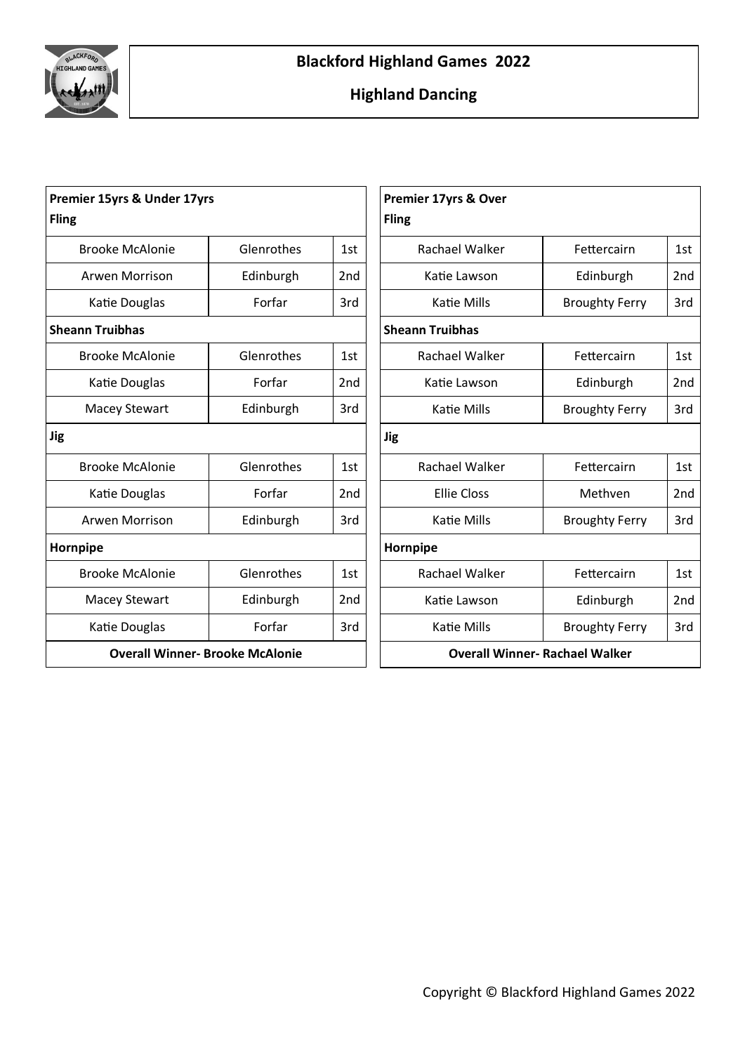# Blackford Highland Games 2022

## Highland Dancing

**Premier 15yrs & Under 17yrs**

**Fling**

| | | |
|---|---|---|
| Brooke McAlonie | Glenrothes | 1st |
| Arwen Morrison | Edinburgh | 2nd |
| Katie Douglas | Forfar | 3rd |

**Sheann Truibhas**

| | | |
|---|---|---|
| Brooke McAlonie | Glenrothes | 1st |
| Katie Douglas | Forfar | 2nd |
| Macey Stewart | Edinburgh | 3rd |

**Jig**

| | | |
|---|---|---|
| Brooke McAlonie | Glenrothes | 1st |
| Katie Douglas | Forfar | 2nd |
| Arwen Morrison | Edinburgh | 3rd |

**Hornpipe**

| | | |
|---|---|---|
| Brooke McAlonie | Glenrothes | 1st |
| Macey Stewart | Edinburgh | 2nd |
| Katie Douglas | Forfar | 3rd |

**Overall Winner- Brooke McAlonie**

**Premier 17yrs & Over**

**Fling**

| | | |
|---|---|---|
| Rachael Walker | Fettercairn | 1st |
| Katie Lawson | Edinburgh | 2nd |
| Katie Mills | Broughty Ferry | 3rd |

**Sheann Truibhas**

| | | |
|---|---|---|
| Rachael Walker | Fettercairn | 1st |
| Katie Lawson | Edinburgh | 2nd |
| Katie Mills | Broughty Ferry | 3rd |

**Jig**

| | | |
|---|---|---|
| Rachael Walker | Fettercairn | 1st |
| Ellie Closs | Methven | 2nd |
| Katie Mills | Broughty Ferry | 3rd |

**Hornpipe**

| | | |
|---|---|---|
| Rachael Walker | Fettercairn | 1st |
| Katie Lawson | Edinburgh | 2nd |
| Katie Mills | Broughty Ferry | 3rd |

**Overall Winner- Rachael Walker**

Copyright © Blackford Highland Games 2022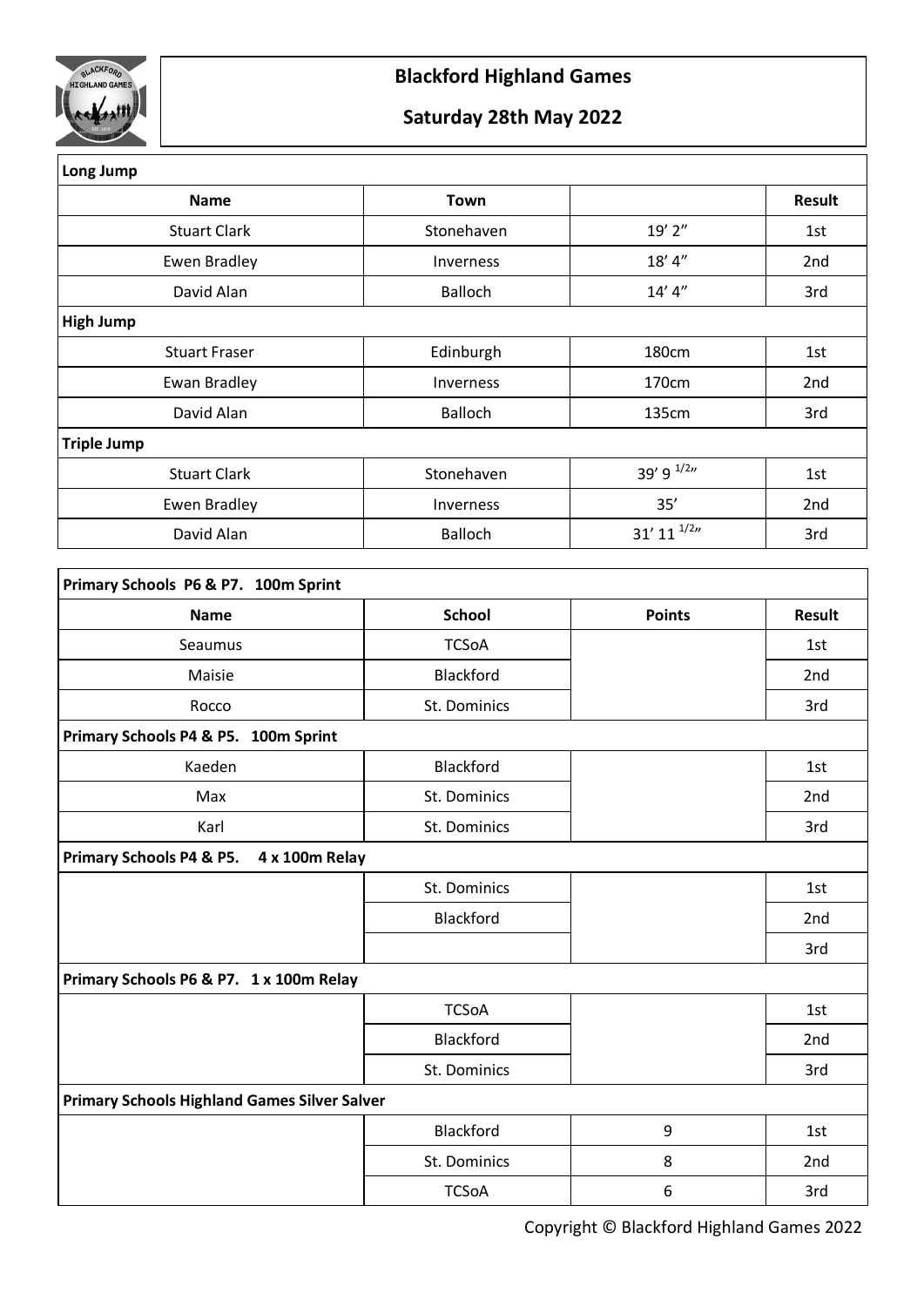# Blackford Highland Games

## Saturday 28th May 2022

| Long Jump | | | |
|---|---|---|---|
| **Name** | **Town** | | **Result** |
| Stuart Clark | Stonehaven | 19' 2" | 1st |
| Ewen Bradley | Inverness | 18' 4" | 2nd |
| David Alan | Balloch | 14' 4" | 3rd |
| **High Jump** | | | |
| Stuart Fraser | Edinburgh | 180cm | 1st |
| Ewan Bradley | Inverness | 170cm | 2nd |
| David Alan | Balloch | 135cm | 3rd |
| **Triple Jump** | | | |
| Stuart Clark | Stonehaven | 39' 9 1/2" | 1st |
| Ewen Bradley | Inverness | 35' | 2nd |
| David Alan | Balloch | 31' 11 1/2" | 3rd |

| Primary Schools P6 & P7. 100m Sprint | | | |
|---|---|---|---|
| **Name** | **School** | **Points** | **Result** |
| Seaumus | TCSoA | | 1st |
| Maisie | Blackford | | 2nd |
| Rocco | St. Dominics | | 3rd |
| **Primary Schools P4 & P5. 100m Sprint** | | | |
| Kaeden | Blackford | | 1st |
| Max | St. Dominics | | 2nd |
| Karl | St. Dominics | | 3rd |
| **Primary Schools P4 & P5. 4 x 100m Relay** | | | |
| | St. Dominics | | 1st |
| | Blackford | | 2nd |
| | | | 3rd |
| **Primary Schools P6 & P7. 1 x 100m Relay** | | | |
| | TCSoA | | 1st |
| | Blackford | | 2nd |
| | St. Dominics | | 3rd |
| **Primary Schools Highland Games Silver Salver** | | | |
| | Blackford | 9 | 1st |
| | St. Dominics | 8 | 2nd |
| | TCSoA | 6 | 3rd |

Copyright © Blackford Highland Games 2022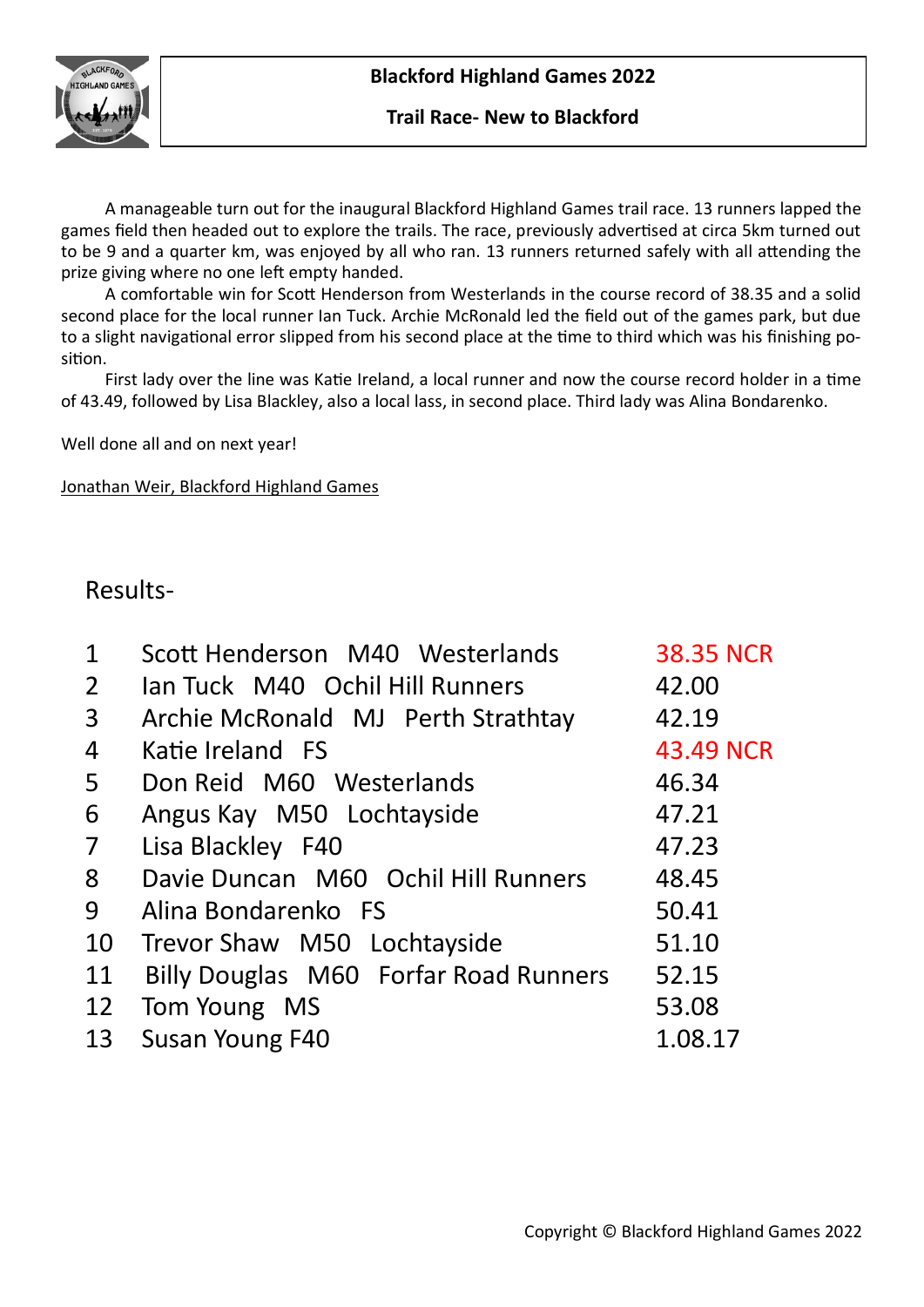# Blackford Highland Games 2022

## Trail Race- New to Blackford

A manageable turn out for the inaugural Blackford Highland Games trail race. 13 runners lapped the games field then headed out to explore the trails. The race, previously advertised at circa 5km turned out to be 9 and a quarter km, was enjoyed by all who ran. 13 runners returned safely with all attending the prize giving where no one left empty handed.

A comfortable win for Scott Henderson from Westerlands in the course record of 38.35 and a solid second place for the local runner Ian Tuck. Archie McRonald led the field out of the games park, but due to a slight navigational error slipped from his second place at the time to third which was his finishing position.

First lady over the line was Katie Ireland, a local runner and now the course record holder in a time of 43.49, followed by Lisa Blackley, also a local lass, in second place. Third lady was Alina Bondarenko.

Well done all and on next year!

Jonathan Weir, Blackford Highland Games

Results-

| | | |
|---|---|---|
| 1 | Scott Henderson M40 Westerlands | 38.35 NCR |
| 2 | Ian Tuck M40 Ochil Hill Runners | 42.00 |
| 3 | Archie McRonald MJ Perth Strathtay | 42.19 |
| 4 | Katie Ireland FS | 43.49 NCR |
| 5 | Don Reid M60 Westerlands | 46.34 |
| 6 | Angus Kay M50 Lochtayside | 47.21 |
| 7 | Lisa Blackley F40 | 47.23 |
| 8 | Davie Duncan M60 Ochil Hill Runners | 48.45 |
| 9 | Alina Bondarenko FS | 50.41 |
| 10 | Trevor Shaw M50 Lochtayside | 51.10 |
| 11 | Billy Douglas M60 Forfar Road Runners | 52.15 |
| 12 | Tom Young MS | 53.08 |
| 13 | Susan Young F40 | 1.08.17 |

Copyright © Blackford Highland Games 2022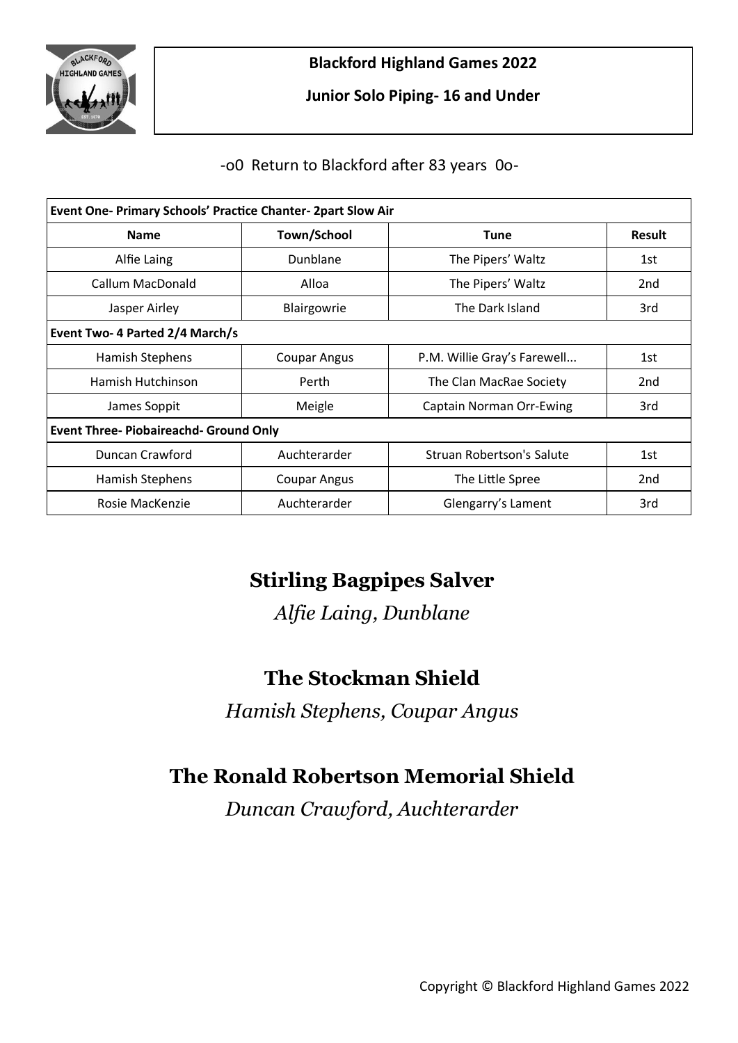**Blackford Highland Games 2022**

**Junior Solo Piping- 16 and Under**

-o0 Return to Blackford after 83 years 0o-

| **Event One- Primary Schools' Practice Chanter- 2part Slow Air** | | | |
|---|---|---|---|
| **Name** | **Town/School** | **Tune** | **Result** |
| Alfie Laing | Dunblane | The Pipers' Waltz | 1st |
| Callum MacDonald | Alloa | The Pipers' Waltz | 2nd |
| Jasper Airley | Blairgowrie | The Dark Island | 3rd |
| **Event Two- 4 Parted 2/4 March/s** | | | |
| Hamish Stephens | Coupar Angus | P.M. Willie Gray's Farewell... | 1st |
| Hamish Hutchinson | Perth | The Clan MacRae Society | 2nd |
| James Soppit | Meigle | Captain Norman Orr-Ewing | 3rd |
| **Event Three- Piobaireachd- Ground Only** | | | |
| Duncan Crawford | Auchterarder | Struan Robertson's Salute | 1st |
| Hamish Stephens | Coupar Angus | The Little Spree | 2nd |
| Rosie MacKenzie | Auchterarder | Glengarry's Lament | 3rd |

## Stirling Bagpipes Salver

*Alfie Laing, Dunblane*

## The Stockman Shield

*Hamish Stephens, Coupar Angus*

## The Ronald Robertson Memorial Shield

*Duncan Crawford, Auchterarder*

Copyright © Blackford Highland Games 2022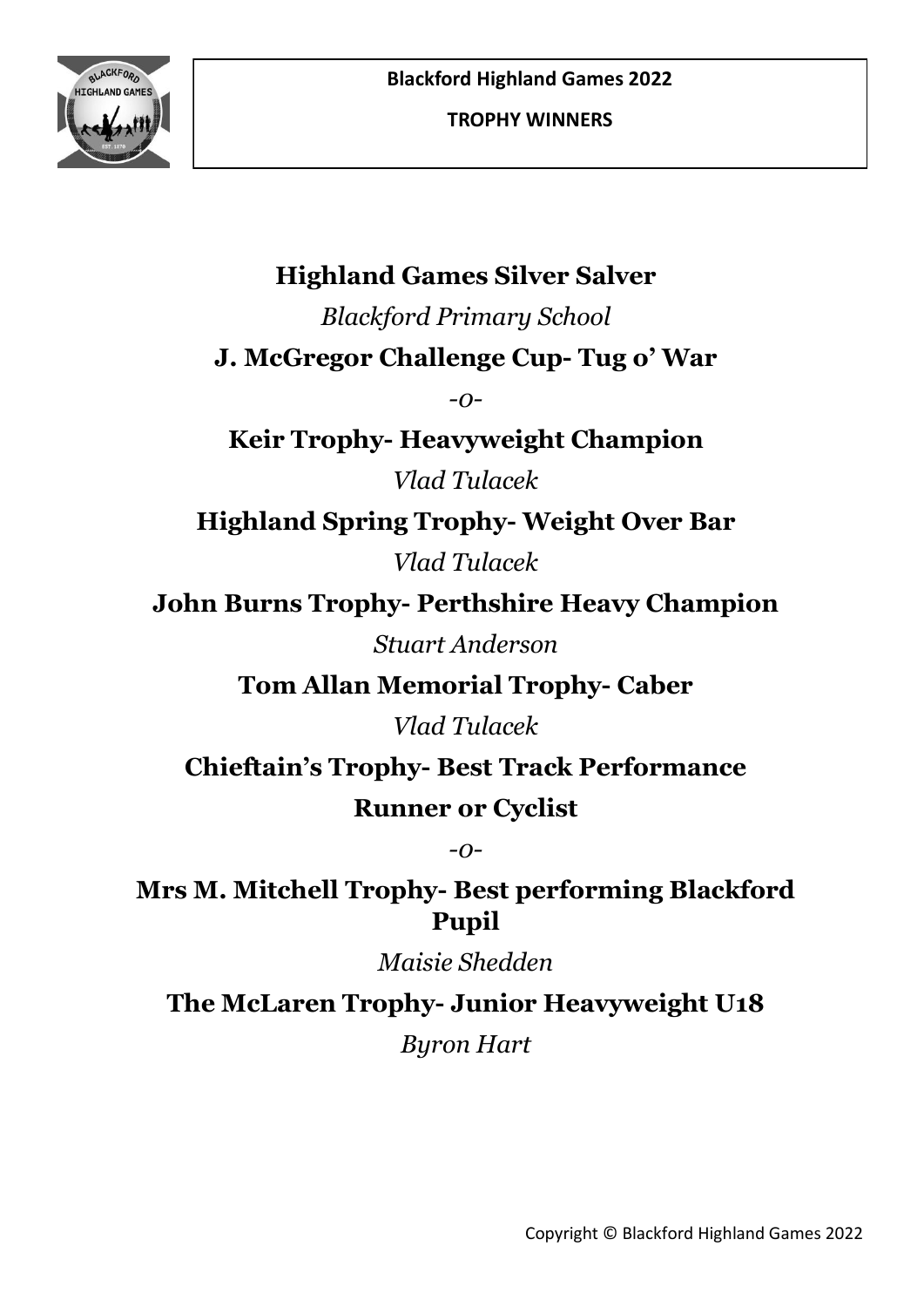**Blackford Highland Games 2022**

**TROPHY WINNERS**

**Highland Games Silver Salver**

*Blackford Primary School*

**J. McGregor Challenge Cup- Tug o' War**

*-o-*

**Keir Trophy- Heavyweight Champion**

*Vlad Tulacek*

**Highland Spring Trophy- Weight Over Bar**

*Vlad Tulacek*

**John Burns Trophy- Perthshire Heavy Champion**

*Stuart Anderson*

**Tom Allan Memorial Trophy- Caber**

*Vlad Tulacek*

**Chieftain's Trophy- Best Track Performance**

**Runner or Cyclist**

*-o-*

**Mrs M. Mitchell Trophy- Best performing Blackford Pupil**

*Maisie Shedden*

**The McLaren Trophy- Junior Heavyweight U18**

*Byron Hart*

Copyright © Blackford Highland Games 2022